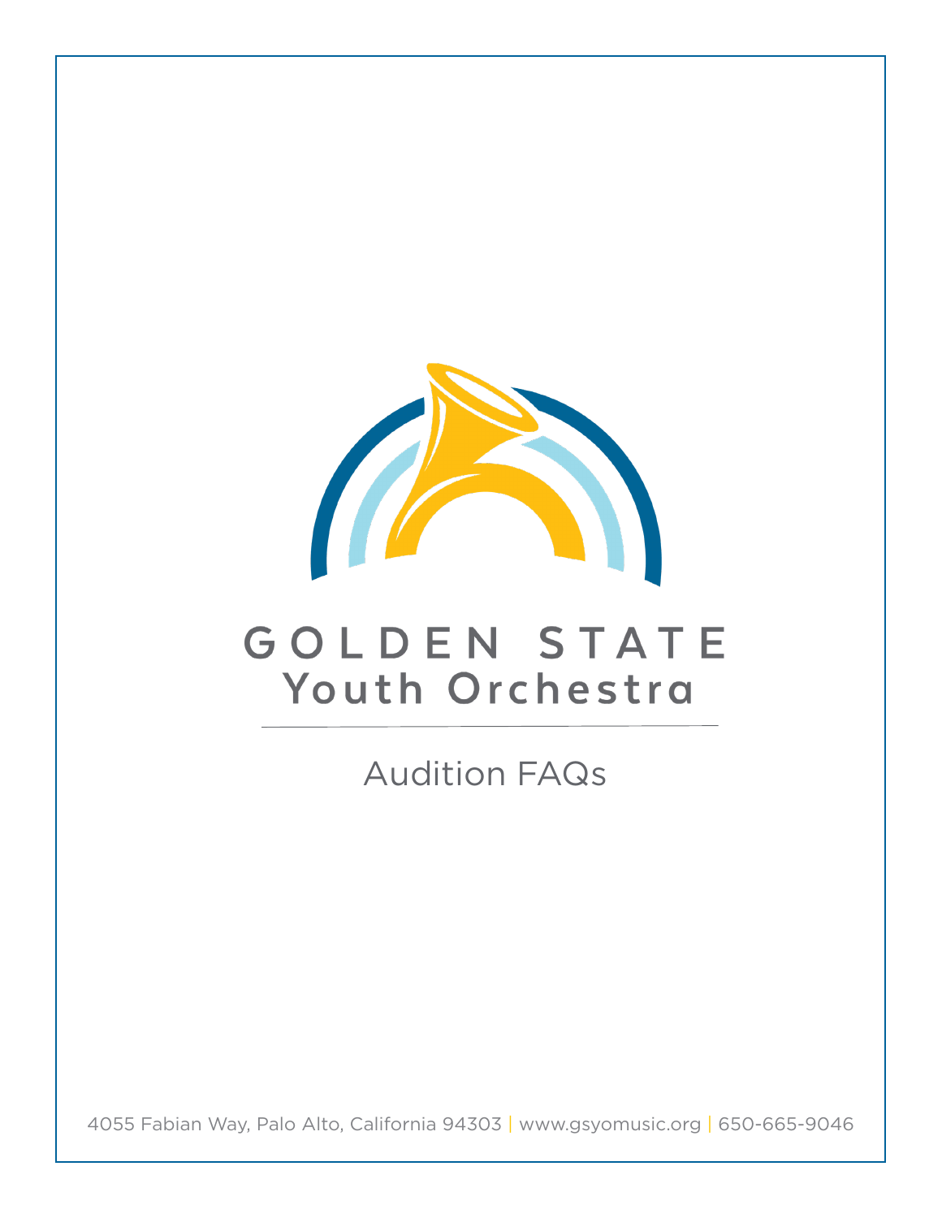# GOLDEN STATE Youth Orchestra

## Audition FAQs

4055 Fabian Way, Palo Alto, California 94303 | www.gsyomusic.org | 650-665-9046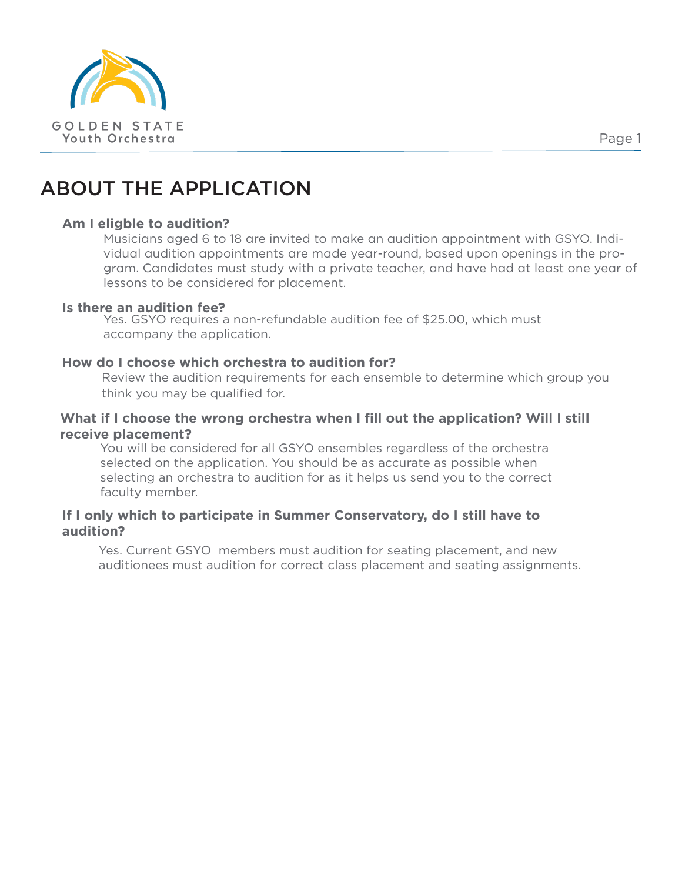# ABOUT THE APPLICATION

### Am I eligible to audition?

Musicians aged 6 to 18 are invited to make an audition appointment with GSYO. Individual audition appointments are made year-round, based upon openings in the program. Candidates must study with a private teacher, and have had at least one year of lessons to be considered for placement.

### Is there an audition fee?

Yes. GSYO requires a non-refundable audition fee of $25.00, which must accompany the application.

### How do I choose which orchestra to audition for?

Review the audition requirements for each ensemble to determine which group you think you may be qualified for.

### What if I choose the wrong orchestra when I fill out the application? Will I still receive placement?

You will be considered for all GSYO ensembles regardless of the orchestra selected on the application. You should be as accurate as possible when selecting an orchestra to audition for as it helps us send you to the correct faculty member.

### If I only which to participate in Summer Conservatory, do I still have to audition?

Yes. Current GSYO members must audition for seating placement, and new auditionees must audition for correct class placement and seating assignments.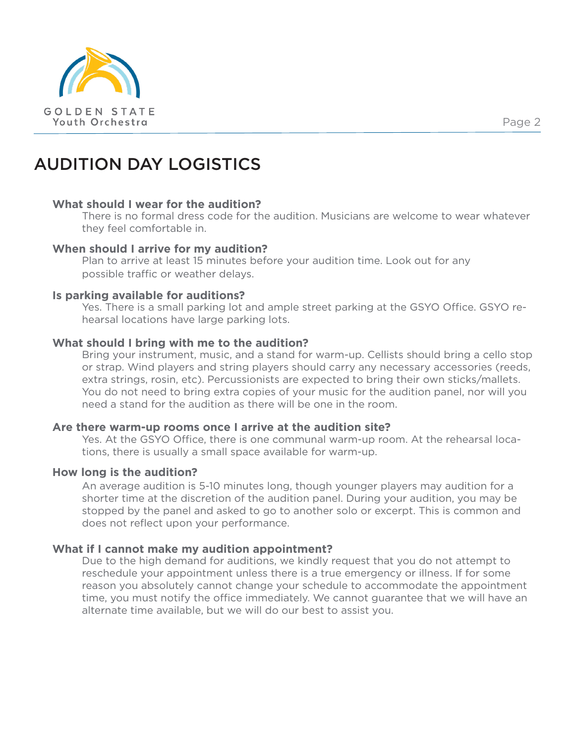# AUDITION DAY LOGISTICS

**What should I wear for the audition?**

There is no formal dress code for the audition. Musicians are welcome to wear whatever they feel comfortable in.

**When should I arrive for my audition?**

Plan to arrive at least 15 minutes before your audition time. Look out for any possible traffic or weather delays.

**Is parking available for auditions?**

Yes. There is a small parking lot and ample street parking at the GSYO Office. GSYO rehearsal locations have large parking lots.

**What should I bring with me to the audition?**

Bring your instrument, music, and a stand for warm-up. Cellists should bring a cello stop or strap. Wind players and string players should carry any necessary accessories (reeds, extra strings, rosin, etc). Percussionists are expected to bring their own sticks/mallets. You do not need to bring extra copies of your music for the audition panel, nor will you need a stand for the audition as there will be one in the room.

**Are there warm-up rooms once I arrive at the audition site?**

Yes. At the GSYO Office, there is one communal warm-up room. At the rehearsal locations, there is usually a small space available for warm-up.

**How long is the audition?**

An average audition is 5-10 minutes long, though younger players may audition for a shorter time at the discretion of the audition panel. During your audition, you may be stopped by the panel and asked to go to another solo or excerpt. This is common and does not reflect upon your performance.

**What if I cannot make my audition appointment?**

Due to the high demand for auditions, we kindly request that you do not attempt to reschedule your appointment unless there is a true emergency or illness. If for some reason you absolutely cannot change your schedule to accommodate the appointment time, you must notify the office immediately. We cannot guarantee that we will have an alternate time available, but we will do our best to assist you.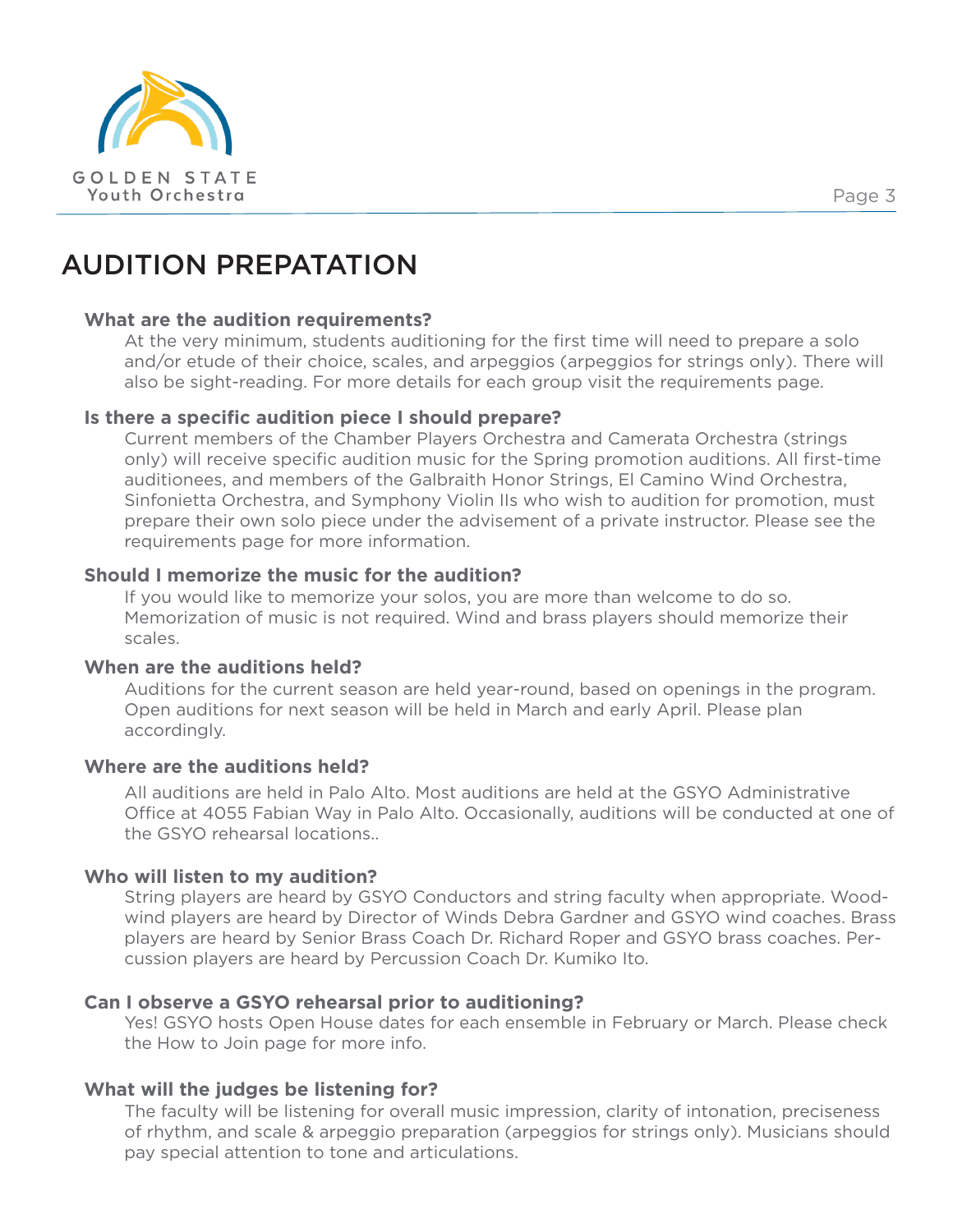# AUDITION PREPATATION

**What are the audition requirements?**

At the very minimum, students auditioning for the first time will need to prepare a solo and/or etude of their choice, scales, and arpeggios (arpeggios for strings only). There will also be sight-reading. For more details for each group visit the requirements page.

**Is there a specific audition piece I should prepare?**

Current members of the Chamber Players Orchestra and Camerata Orchestra (strings only) will receive specific audition music for the Spring promotion auditions. All first-time auditionees, and members of the Galbraith Honor Strings, El Camino Wind Orchestra, Sinfonietta Orchestra, and Symphony Violin IIs who wish to audition for promotion, must prepare their own solo piece under the advisement of a private instructor. Please see the requirements page for more information.

**Should I memorize the music for the audition?**

If you would like to memorize your solos, you are more than welcome to do so. Memorization of music is not required. Wind and brass players should memorize their scales.

**When are the auditions held?**

Auditions for the current season are held year-round, based on openings in the program. Open auditions for next season will be held in March and early April. Please plan accordingly.

**Where are the auditions held?**

All auditions are held in Palo Alto. Most auditions are held at the GSYO Administrative Office at 4055 Fabian Way in Palo Alto. Occasionally, auditions will be conducted at one of the GSYO rehearsal locations..

**Who will listen to my audition?**

String players are heard by GSYO Conductors and string faculty when appropriate. Woodwind players are heard by Director of Winds Debra Gardner and GSYO wind coaches. Brass players are heard by Senior Brass Coach Dr. Richard Roper and GSYO brass coaches. Percussion players are heard by Percussion Coach Dr. Kumiko Ito.

**Can I observe a GSYO rehearsal prior to auditioning?**

Yes! GSYO hosts Open House dates for each ensemble in February or March. Please check the How to Join page for more info.

**What will the judges be listening for?**

The faculty will be listening for overall music impression, clarity of intonation, preciseness of rhythm, and scale & arpeggio preparation (arpeggios for strings only). Musicians should pay special attention to tone and articulations.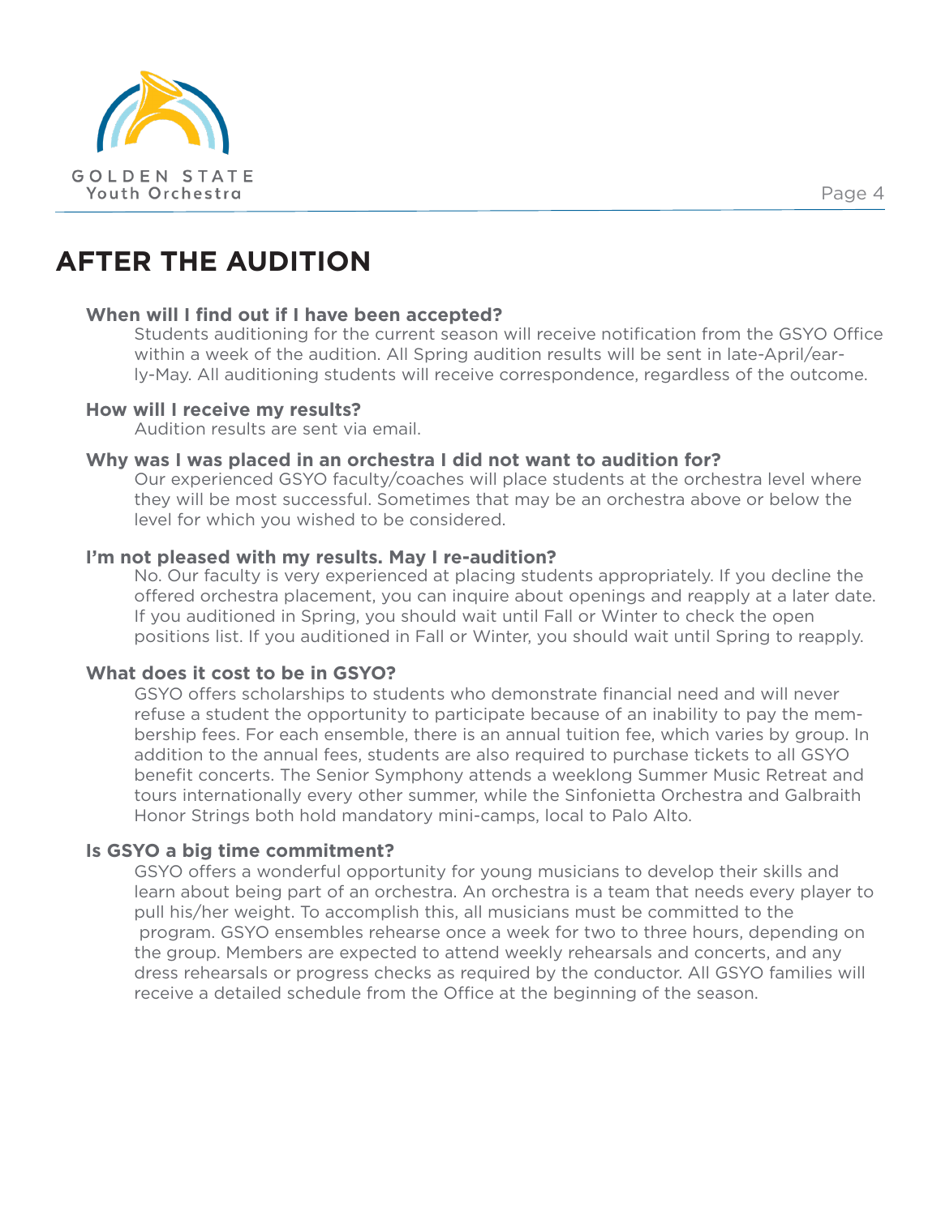# AFTER THE AUDITION

**When will I find out if I have been accepted?**

Students auditioning for the current season will receive notification from the GSYO Office within a week of the audition. All Spring audition results will be sent in late-April/early-May. All auditioning students will receive correspondence, regardless of the outcome.

**How will I receive my results?**

Audition results are sent via email.

**Why was I was placed in an orchestra I did not want to audition for?**

Our experienced GSYO faculty/coaches will place students at the orchestra level where they will be most successful. Sometimes that may be an orchestra above or below the level for which you wished to be considered.

**I'm not pleased with my results. May I re-audition?**

No. Our faculty is very experienced at placing students appropriately. If you decline the offered orchestra placement, you can inquire about openings and reapply at a later date. If you auditioned in Spring, you should wait until Fall or Winter to check the open positions list. If you auditioned in Fall or Winter, you should wait until Spring to reapply.

**What does it cost to be in GSYO?**

GSYO offers scholarships to students who demonstrate financial need and will never refuse a student the opportunity to participate because of an inability to pay the membership fees. For each ensemble, there is an annual tuition fee, which varies by group. In addition to the annual fees, students are also required to purchase tickets to all GSYO benefit concerts. The Senior Symphony attends a weeklong Summer Music Retreat and tours internationally every other summer, while the Sinfonietta Orchestra and Galbraith Honor Strings both hold mandatory mini-camps, local to Palo Alto.

**Is GSYO a big time commitment?**

GSYO offers a wonderful opportunity for young musicians to develop their skills and learn about being part of an orchestra. An orchestra is a team that needs every player to pull his/her weight. To accomplish this, all musicians must be committed to the program. GSYO ensembles rehearse once a week for two to three hours, depending on the group. Members are expected to attend weekly rehearsals and concerts, and any dress rehearsals or progress checks as required by the conductor. All GSYO families will receive a detailed schedule from the Office at the beginning of the season.